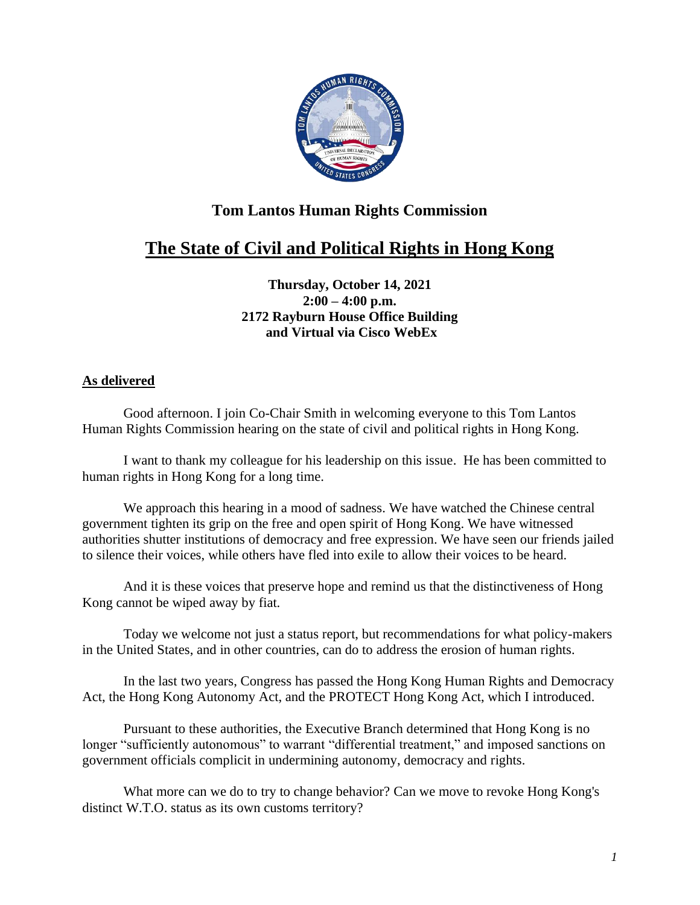## Tom Lantos Human Rights Commission

# The State of Civil and Political Rights in Hong Kong

**Thursday, October 14, 2021**
**2:00 – 4:00 p.m.**
**2172 Rayburn House Office Building**
**and Virtual via Cisco WebEx**

**As delivered**

Good afternoon. I join Co-Chair Smith in welcoming everyone to this Tom Lantos Human Rights Commission hearing on the state of civil and political rights in Hong Kong.

I want to thank my colleague for his leadership on this issue. He has been committed to human rights in Hong Kong for a long time.

We approach this hearing in a mood of sadness. We have watched the Chinese central government tighten its grip on the free and open spirit of Hong Kong. We have witnessed authorities shutter institutions of democracy and free expression. We have seen our friends jailed to silence their voices, while others have fled into exile to allow their voices to be heard.

And it is these voices that preserve hope and remind us that the distinctiveness of Hong Kong cannot be wiped away by fiat.

Today we welcome not just a status report, but recommendations for what policy-makers in the United States, and in other countries, can do to address the erosion of human rights.

In the last two years, Congress has passed the Hong Kong Human Rights and Democracy Act, the Hong Kong Autonomy Act, and the PROTECT Hong Kong Act, which I introduced.

Pursuant to these authorities, the Executive Branch determined that Hong Kong is no longer "sufficiently autonomous" to warrant "differential treatment," and imposed sanctions on government officials complicit in undermining autonomy, democracy and rights.

What more can we do to try to change behavior? Can we move to revoke Hong Kong's distinct W.T.O. status as its own customs territory?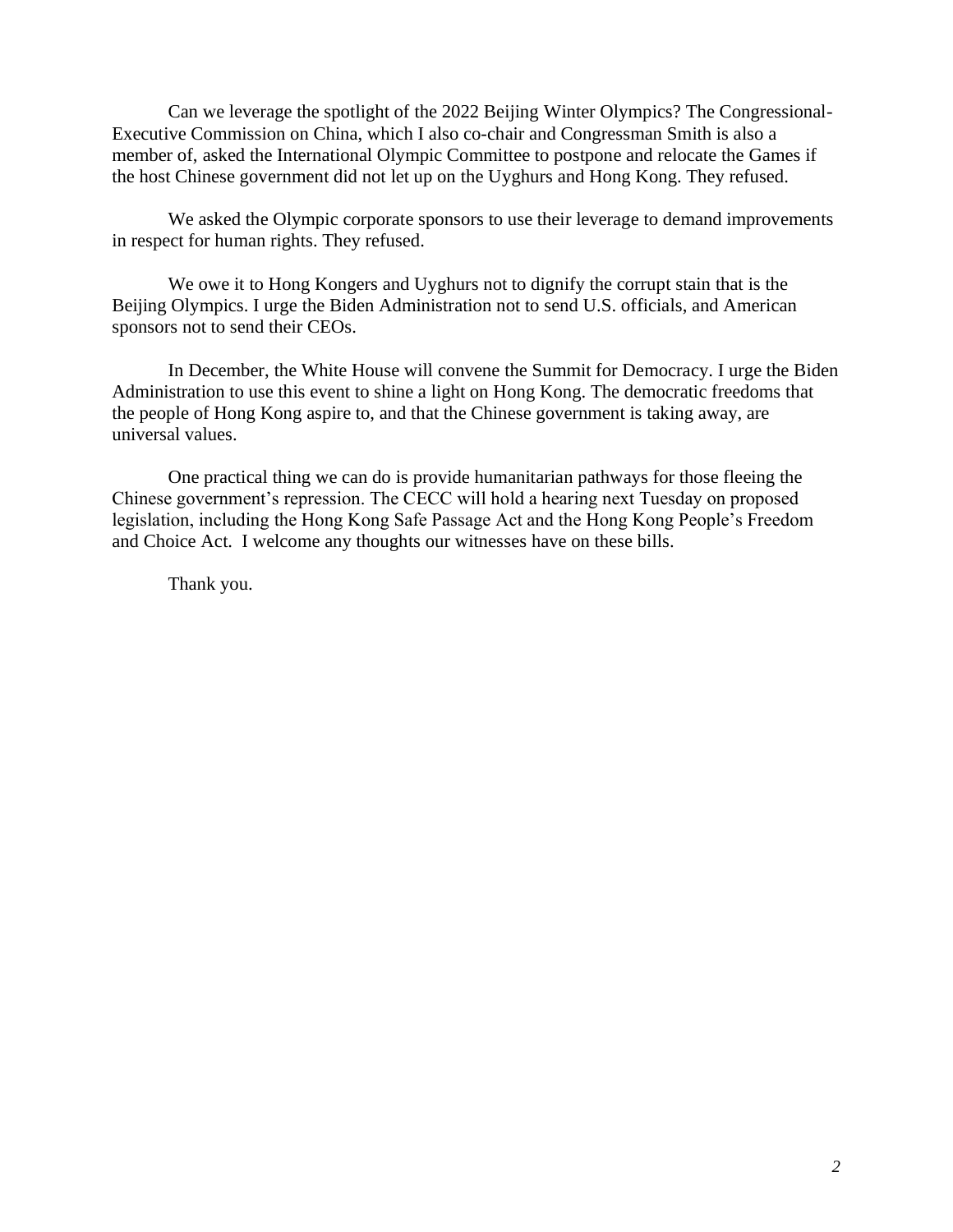Can we leverage the spotlight of the 2022 Beijing Winter Olympics? The Congressional-Executive Commission on China, which I also co-chair and Congressman Smith is also a member of, asked the International Olympic Committee to postpone and relocate the Games if the host Chinese government did not let up on the Uyghurs and Hong Kong. They refused.

We asked the Olympic corporate sponsors to use their leverage to demand improvements in respect for human rights. They refused.

We owe it to Hong Kongers and Uyghurs not to dignify the corrupt stain that is the Beijing Olympics. I urge the Biden Administration not to send U.S. officials, and American sponsors not to send their CEOs.

In December, the White House will convene the Summit for Democracy. I urge the Biden Administration to use this event to shine a light on Hong Kong. The democratic freedoms that the people of Hong Kong aspire to, and that the Chinese government is taking away, are universal values.

One practical thing we can do is provide humanitarian pathways for those fleeing the Chinese government's repression. The CECC will hold a hearing next Tuesday on proposed legislation, including the Hong Kong Safe Passage Act and the Hong Kong People's Freedom and Choice Act. I welcome any thoughts our witnesses have on these bills.

Thank you.